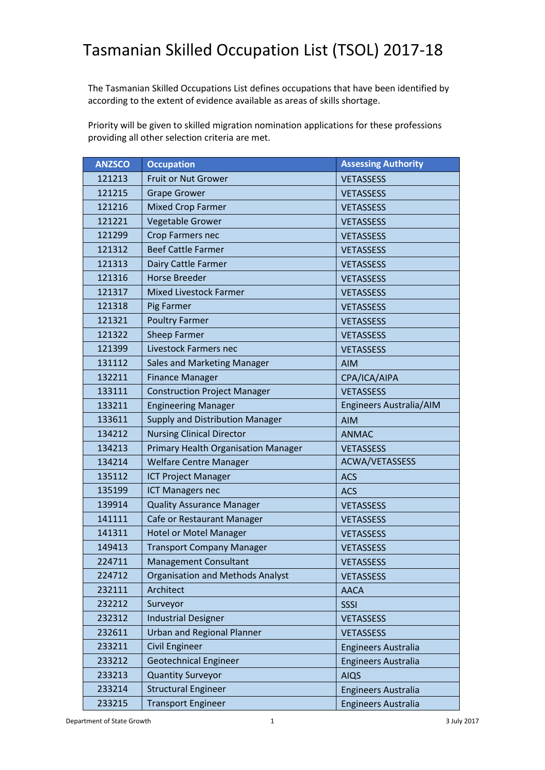# Tasmanian Skilled Occupation List (TSOL) 2017-18

The Tasmanian Skilled Occupations List defines occupations that have been identified by according to the extent of evidence available as areas of skills shortage.

Priority will be given to skilled migration nomination applications for these professions providing all other selection criteria are met.

| ANZSCO | Occupation | Assessing Authority |
|---|---|---|
| 121213 | Fruit or Nut Grower | VETASSESS |
| 121215 | Grape Grower | VETASSESS |
| 121216 | Mixed Crop Farmer | VETASSESS |
| 121221 | Vegetable Grower | VETASSESS |
| 121299 | Crop Farmers nec | VETASSESS |
| 121312 | Beef Cattle Farmer | VETASSESS |
| 121313 | Dairy Cattle Farmer | VETASSESS |
| 121316 | Horse Breeder | VETASSESS |
| 121317 | Mixed Livestock Farmer | VETASSESS |
| 121318 | Pig Farmer | VETASSESS |
| 121321 | Poultry Farmer | VETASSESS |
| 121322 | Sheep Farmer | VETASSESS |
| 121399 | Livestock Farmers nec | VETASSESS |
| 131112 | Sales and Marketing Manager | AIM |
| 132211 | Finance Manager | CPA/ICA/AIPA |
| 133111 | Construction Project Manager | VETASSESS |
| 133211 | Engineering Manager | Engineers Australia/AIM |
| 133611 | Supply and Distribution Manager | AIM |
| 134212 | Nursing Clinical Director | ANMAC |
| 134213 | Primary Health Organisation Manager | VETASSESS |
| 134214 | Welfare Centre Manager | ACWA/VETASSESS |
| 135112 | ICT Project Manager | ACS |
| 135199 | ICT Managers nec | ACS |
| 139914 | Quality Assurance Manager | VETASSESS |
| 141111 | Cafe or Restaurant Manager | VETASSESS |
| 141311 | Hotel or Motel Manager | VETASSESS |
| 149413 | Transport Company Manager | VETASSESS |
| 224711 | Management Consultant | VETASSESS |
| 224712 | Organisation and Methods Analyst | VETASSESS |
| 232111 | Architect | AACA |
| 232212 | Surveyor | SSSI |
| 232312 | Industrial Designer | VETASSESS |
| 232611 | Urban and Regional Planner | VETASSESS |
| 233211 | Civil Engineer | Engineers Australia |
| 233212 | Geotechnical Engineer | Engineers Australia |
| 233213 | Quantity Surveyor | AIQS |
| 233214 | Structural Engineer | Engineers Australia |
| 233215 | Transport Engineer | Engineers Australia |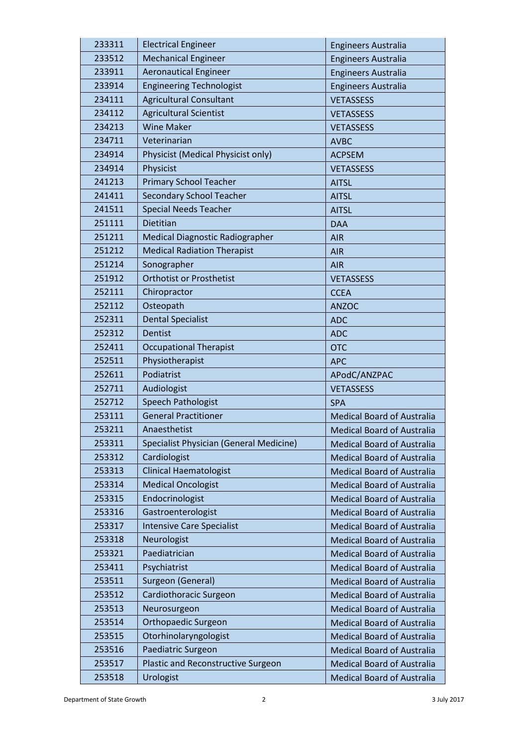| | | |
|---|---|---|
| 233311 | Electrical Engineer | Engineers Australia |
| 233512 | Mechanical Engineer | Engineers Australia |
| 233911 | Aeronautical Engineer | Engineers Australia |
| 233914 | Engineering Technologist | Engineers Australia |
| 234111 | Agricultural Consultant | VETASSESS |
| 234112 | Agricultural Scientist | VETASSESS |
| 234213 | Wine Maker | VETASSESS |
| 234711 | Veterinarian | AVBC |
| 234914 | Physicist (Medical Physicist only) | ACPSEM |
| 234914 | Physicist | VETASSESS |
| 241213 | Primary School Teacher | AITSL |
| 241411 | Secondary School Teacher | AITSL |
| 241511 | Special Needs Teacher | AITSL |
| 251111 | Dietitian | DAA |
| 251211 | Medical Diagnostic Radiographer | AIR |
| 251212 | Medical Radiation Therapist | AIR |
| 251214 | Sonographer | AIR |
| 251912 | Orthotist or Prosthetist | VETASSESS |
| 252111 | Chiropractor | CCEA |
| 252112 | Osteopath | ANZOC |
| 252311 | Dental Specialist | ADC |
| 252312 | Dentist | ADC |
| 252411 | Occupational Therapist | OTC |
| 252511 | Physiotherapist | APC |
| 252611 | Podiatrist | APodC/ANZPAC |
| 252711 | Audiologist | VETASSESS |
| 252712 | Speech Pathologist | SPA |
| 253111 | General Practitioner | Medical Board of Australia |
| 253211 | Anaesthetist | Medical Board of Australia |
| 253311 | Specialist Physician (General Medicine) | Medical Board of Australia |
| 253312 | Cardiologist | Medical Board of Australia |
| 253313 | Clinical Haematologist | Medical Board of Australia |
| 253314 | Medical Oncologist | Medical Board of Australia |
| 253315 | Endocrinologist | Medical Board of Australia |
| 253316 | Gastroenterologist | Medical Board of Australia |
| 253317 | Intensive Care Specialist | Medical Board of Australia |
| 253318 | Neurologist | Medical Board of Australia |
| 253321 | Paediatrician | Medical Board of Australia |
| 253411 | Psychiatrist | Medical Board of Australia |
| 253511 | Surgeon (General) | Medical Board of Australia |
| 253512 | Cardiothoracic Surgeon | Medical Board of Australia |
| 253513 | Neurosurgeon | Medical Board of Australia |
| 253514 | Orthopaedic Surgeon | Medical Board of Australia |
| 253515 | Otorhinolaryngologist | Medical Board of Australia |
| 253516 | Paediatric Surgeon | Medical Board of Australia |
| 253517 | Plastic and Reconstructive Surgeon | Medical Board of Australia |
| 253518 | Urologist | Medical Board of Australia |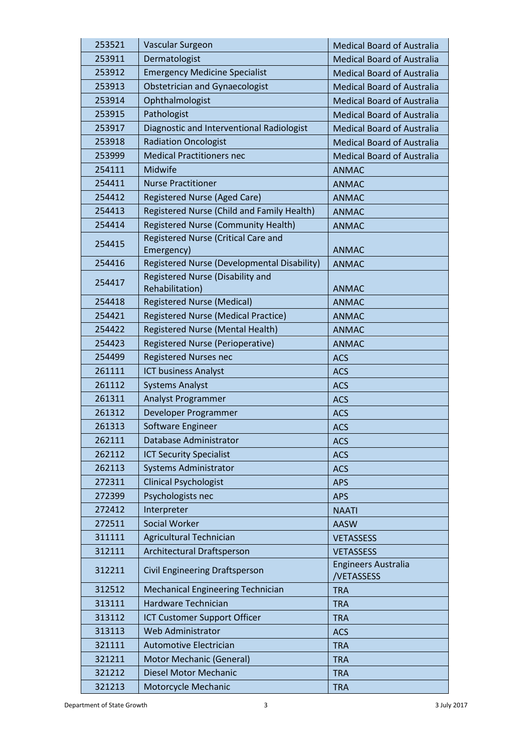| | | |
|---|---|---|
| 253521 | Vascular Surgeon | Medical Board of Australia |
| 253911 | Dermatologist | Medical Board of Australia |
| 253912 | Emergency Medicine Specialist | Medical Board of Australia |
| 253913 | Obstetrician and Gynaecologist | Medical Board of Australia |
| 253914 | Ophthalmologist | Medical Board of Australia |
| 253915 | Pathologist | Medical Board of Australia |
| 253917 | Diagnostic and Interventional Radiologist | Medical Board of Australia |
| 253918 | Radiation Oncologist | Medical Board of Australia |
| 253999 | Medical Practitioners nec | Medical Board of Australia |
| 254111 | Midwife | ANMAC |
| 254411 | Nurse Practitioner | ANMAC |
| 254412 | Registered Nurse (Aged Care) | ANMAC |
| 254413 | Registered Nurse (Child and Family Health) | ANMAC |
| 254414 | Registered Nurse (Community Health) | ANMAC |
| 254415 | Registered Nurse (Critical Care and Emergency) | ANMAC |
| 254416 | Registered Nurse (Developmental Disability) | ANMAC |
| 254417 | Registered Nurse (Disability and Rehabilitation) | ANMAC |
| 254418 | Registered Nurse (Medical) | ANMAC |
| 254421 | Registered Nurse (Medical Practice) | ANMAC |
| 254422 | Registered Nurse (Mental Health) | ANMAC |
| 254423 | Registered Nurse (Perioperative) | ANMAC |
| 254499 | Registered Nurses nec | ACS |
| 261111 | ICT business Analyst | ACS |
| 261112 | Systems Analyst | ACS |
| 261311 | Analyst Programmer | ACS |
| 261312 | Developer Programmer | ACS |
| 261313 | Software Engineer | ACS |
| 262111 | Database Administrator | ACS |
| 262112 | ICT Security Specialist | ACS |
| 262113 | Systems Administrator | ACS |
| 272311 | Clinical Psychologist | APS |
| 272399 | Psychologists nec | APS |
| 272412 | Interpreter | NAATI |
| 272511 | Social Worker | AASW |
| 311111 | Agricultural Technician | VETASSESS |
| 312111 | Architectural Draftsperson | VETASSESS |
| 312211 | Civil Engineering Draftsperson | Engineers Australia /VETASSESS |
| 312512 | Mechanical Engineering Technician | TRA |
| 313111 | Hardware Technician | TRA |
| 313112 | ICT Customer Support Officer | TRA |
| 313113 | Web Administrator | ACS |
| 321111 | Automotive Electrician | TRA |
| 321211 | Motor Mechanic (General) | TRA |
| 321212 | Diesel Motor Mechanic | TRA |
| 321213 | Motorcycle Mechanic | TRA |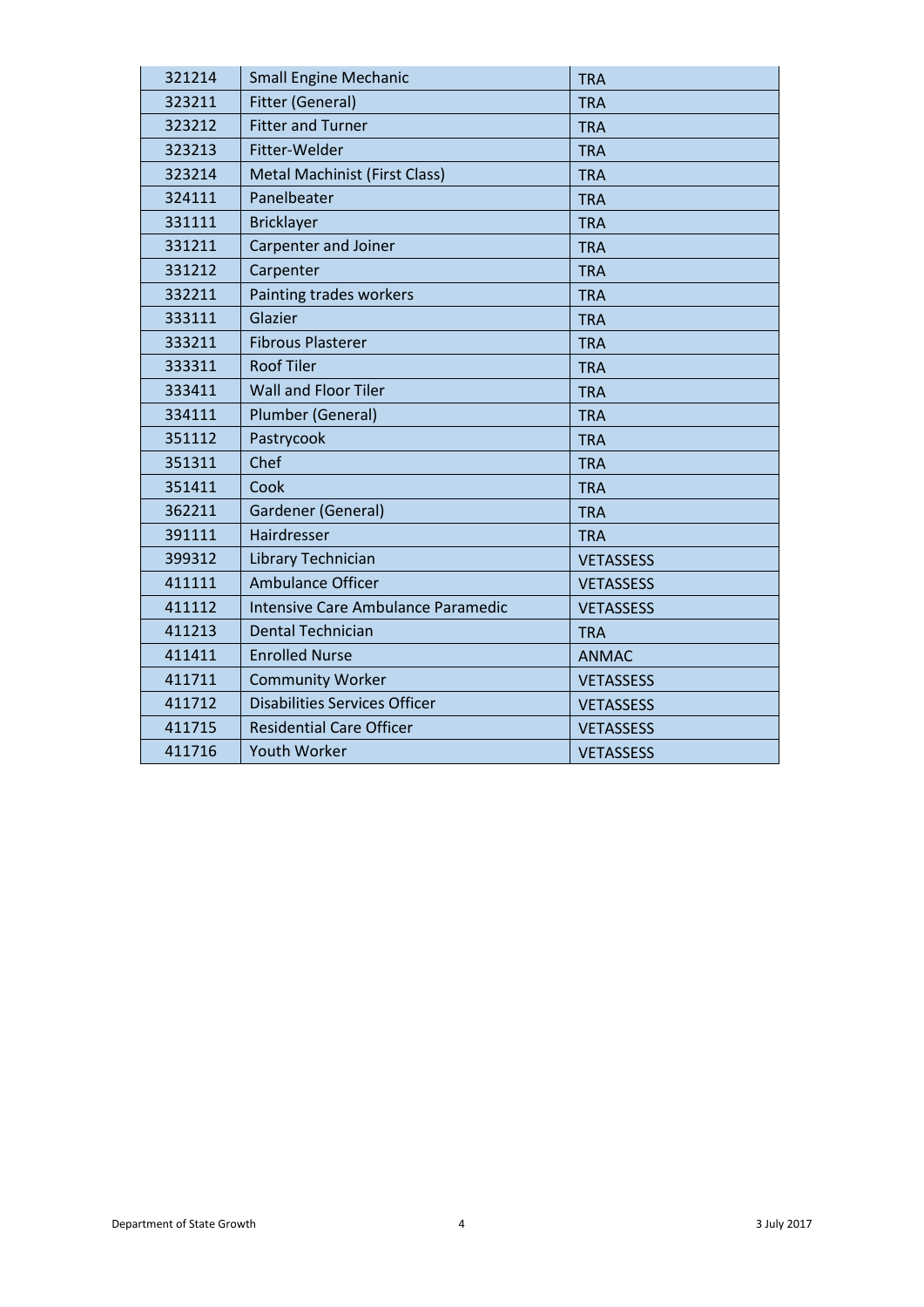| | | |
|---|---|---|
| 321214 | Small Engine Mechanic | TRA |
| 323211 | Fitter (General) | TRA |
| 323212 | Fitter and Turner | TRA |
| 323213 | Fitter-Welder | TRA |
| 323214 | Metal Machinist (First Class) | TRA |
| 324111 | Panelbeater | TRA |
| 331111 | Bricklayer | TRA |
| 331211 | Carpenter and Joiner | TRA |
| 331212 | Carpenter | TRA |
| 332211 | Painting trades workers | TRA |
| 333111 | Glazier | TRA |
| 333211 | Fibrous Plasterer | TRA |
| 333311 | Roof Tiler | TRA |
| 333411 | Wall and Floor Tiler | TRA |
| 334111 | Plumber (General) | TRA |
| 351112 | Pastrycook | TRA |
| 351311 | Chef | TRA |
| 351411 | Cook | TRA |
| 362211 | Gardener (General) | TRA |
| 391111 | Hairdresser | TRA |
| 399312 | Library Technician | VETASSESS |
| 411111 | Ambulance Officer | VETASSESS |
| 411112 | Intensive Care Ambulance Paramedic | VETASSESS |
| 411213 | Dental Technician | TRA |
| 411411 | Enrolled Nurse | ANMAC |
| 411711 | Community Worker | VETASSESS |
| 411712 | Disabilities Services Officer | VETASSESS |
| 411715 | Residential Care Officer | VETASSESS |
| 411716 | Youth Worker | VETASSESS |